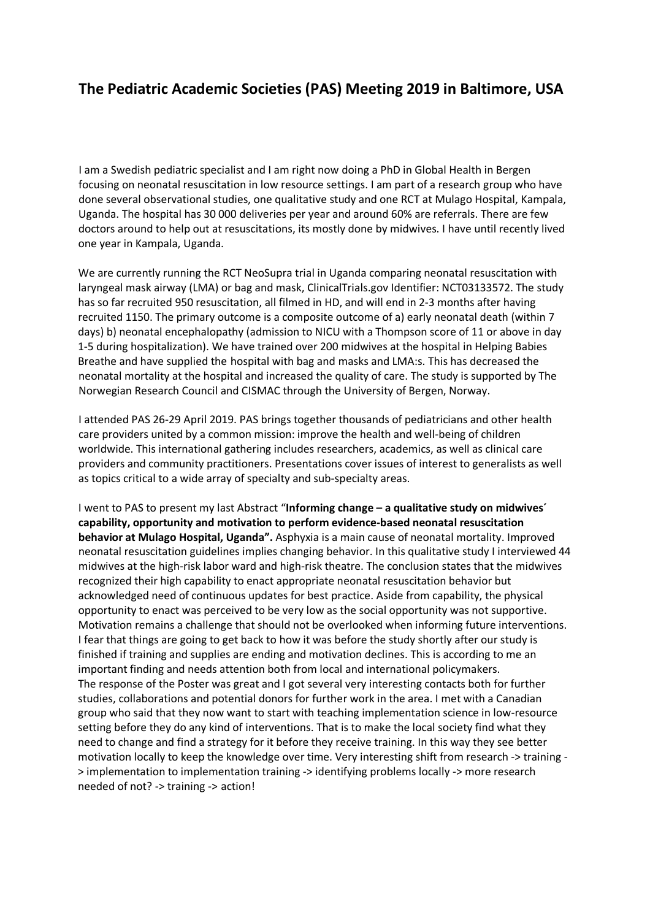# The Pediatric Academic Societies (PAS) Meeting 2019 in Baltimore, USA

I am a Swedish pediatric specialist and I am right now doing a PhD in Global Health in Bergen focusing on neonatal resuscitation in low resource settings. I am part of a research group who have done several observational studies, one qualitative study and one RCT at Mulago Hospital, Kampala, Uganda. The hospital has 30 000 deliveries per year and around 60% are referrals. There are few doctors around to help out at resuscitations, its mostly done by midwives. I have until recently lived one year in Kampala, Uganda.

We are currently running the RCT NeoSupra trial in Uganda comparing neonatal resuscitation with laryngeal mask airway (LMA) or bag and mask, ClinicalTrials.gov Identifier: NCT03133572. The study has so far recruited 950 resuscitation, all filmed in HD, and will end in 2-3 months after having recruited 1150. The primary outcome is a composite outcome of a) early neonatal death (within 7 days) b) neonatal encephalopathy (admission to NICU with a Thompson score of 11 or above in day 1-5 during hospitalization). We have trained over 200 midwives at the hospital in Helping Babies Breathe and have supplied the hospital with bag and masks and LMA:s. This has decreased the neonatal mortality at the hospital and increased the quality of care. The study is supported by The Norwegian Research Council and CISMAC through the University of Bergen, Norway.

I attended PAS 26-29 April 2019. PAS brings together thousands of pediatricians and other health care providers united by a common mission: improve the health and well-being of children worldwide. This international gathering includes researchers, academics, as well as clinical care providers and community practitioners. Presentations cover issues of interest to generalists as well as topics critical to a wide array of specialty and sub-specialty areas.

I went to PAS to present my last Abstract "**Informing change – a qualitative study on midwives´ capability, opportunity and motivation to perform evidence-based neonatal resuscitation behavior at Mulago Hospital, Uganda".** Asphyxia is a main cause of neonatal mortality. Improved neonatal resuscitation guidelines implies changing behavior. In this qualitative study I interviewed 44 midwives at the high-risk labor ward and high-risk theatre. The conclusion states that the midwives recognized their high capability to enact appropriate neonatal resuscitation behavior but acknowledged need of continuous updates for best practice. Aside from capability, the physical opportunity to enact was perceived to be very low as the social opportunity was not supportive. Motivation remains a challenge that should not be overlooked when informing future interventions. I fear that things are going to get back to how it was before the study shortly after our study is finished if training and supplies are ending and motivation declines. This is according to me an important finding and needs attention both from local and international policymakers.
The response of the Poster was great and I got several very interesting contacts both for further studies, collaborations and potential donors for further work in the area. I met with a Canadian group who said that they now want to start with teaching implementation science in low-resource setting before they do any kind of interventions. That is to make the local society find what they need to change and find a strategy for it before they receive training. In this way they see better motivation locally to keep the knowledge over time. Very interesting shift from research -> training -> implementation to implementation training -> identifying problems locally -> more research needed of not? -> training -> action!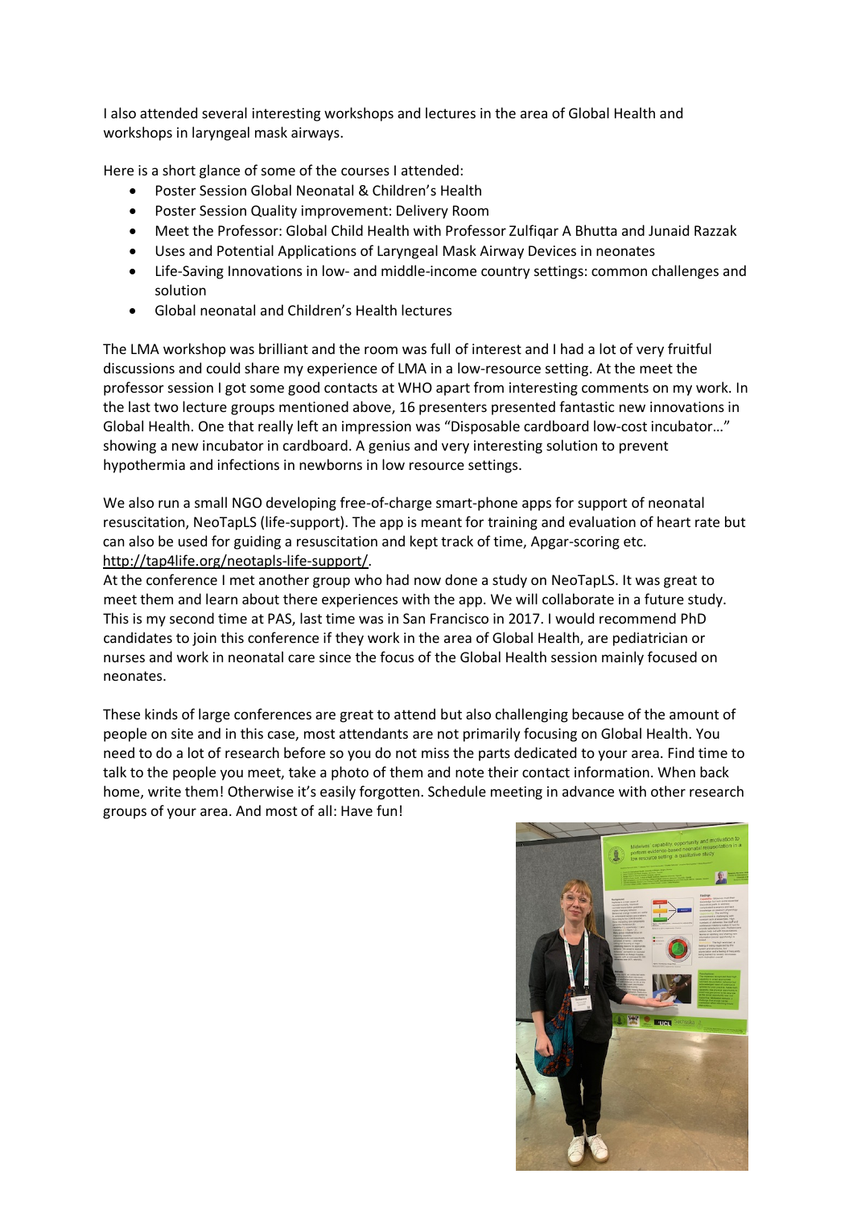I also attended several interesting workshops and lectures in the area of Global Health and workshops in laryngeal mask airways.

Here is a short glance of some of the courses I attended:

- Poster Session Global Neonatal & Children's Health
- Poster Session Quality improvement: Delivery Room
- Meet the Professor: Global Child Health with Professor Zulfiqar A Bhutta and Junaid Razzak
- Uses and Potential Applications of Laryngeal Mask Airway Devices in neonates
- Life-Saving Innovations in low- and middle-income country settings: common challenges and solution
- Global neonatal and Children's Health lectures

The LMA workshop was brilliant and the room was full of interest and I had a lot of very fruitful discussions and could share my experience of LMA in a low-resource setting. At the meet the professor session I got some good contacts at WHO apart from interesting comments on my work. In the last two lecture groups mentioned above, 16 presenters presented fantastic new innovations in Global Health. One that really left an impression was "Disposable cardboard low-cost incubator…" showing a new incubator in cardboard. A genius and very interesting solution to prevent hypothermia and infections in newborns in low resource settings.

We also run a small NGO developing free-of-charge smart-phone apps for support of neonatal resuscitation, NeoTapLS (life-support). The app is meant for training and evaluation of heart rate but can also be used for guiding a resuscitation and kept track of time, Apgar-scoring etc. http://tap4life.org/neotapls-life-support/.
At the conference I met another group who had now done a study on NeoTapLS. It was great to meet them and learn about there experiences with the app. We will collaborate in a future study. This is my second time at PAS, last time was in San Francisco in 2017. I would recommend PhD candidates to join this conference if they work in the area of Global Health, are pediatrician or nurses and work in neonatal care since the focus of the Global Health session mainly focused on neonates.

These kinds of large conferences are great to attend but also challenging because of the amount of people on site and in this case, most attendants are not primarily focusing on Global Health. You need to do a lot of research before so you do not miss the parts dedicated to your area. Find time to talk to the people you meet, take a photo of them and note their contact information. When back home, write them! Otherwise it's easily forgotten. Schedule meeting in advance with other research groups of your area. And most of all: Have fun!